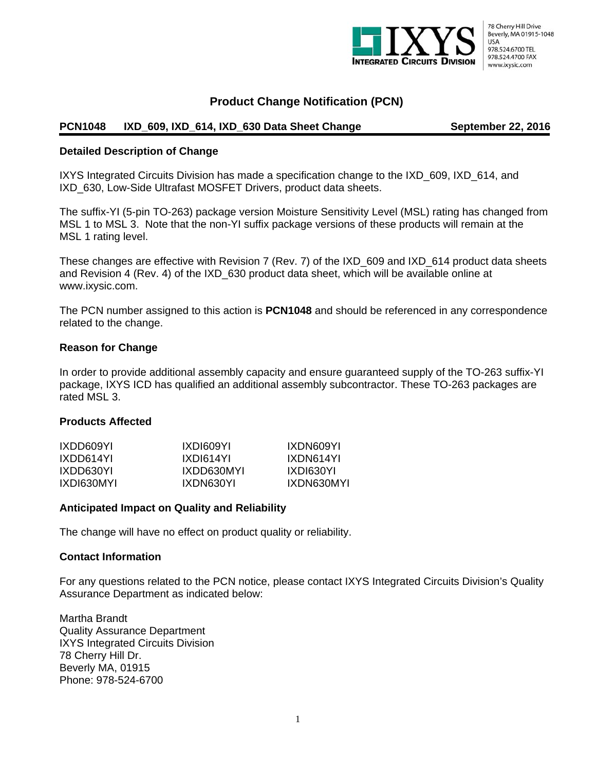IXYS Integrated Circuits Division

78 Cherry Hill Drive
Beverly, MA 01915-1048
USA
978.524.6700 TEL
978.524.4700 FAX
www.ixysic.com

# Product Change Notification (PCN)

**PCN1048 IXD_609, IXD_614, IXD_630 Data Sheet Change September 22, 2016**

### Detailed Description of Change

IXYS Integrated Circuits Division has made a specification change to the IXD_609, IXD_614, and IXD_630, Low-Side Ultrafast MOSFET Drivers, product data sheets.

The suffix-YI (5-pin TO-263) package version Moisture Sensitivity Level (MSL) rating has changed from MSL 1 to MSL 3. Note that the non-YI suffix package versions of these products will remain at the MSL 1 rating level.

These changes are effective with Revision 7 (Rev. 7) of the IXD_609 and IXD_614 product data sheets and Revision 4 (Rev. 4) of the IXD_630 product data sheet, which will be available online at www.ixysic.com.

The PCN number assigned to this action is **PCN1048** and should be referenced in any correspondence related to the change.

### Reason for Change

In order to provide additional assembly capacity and ensure guaranteed supply of the TO-263 suffix-YI package, IXYS ICD has qualified an additional assembly subcontractor. These TO-263 packages are rated MSL 3.

### Products Affected

| | | |
|---|---|---|
| IXDD609YI | IXDI609YI | IXDN609YI |
| IXDD614YI | IXDI614YI | IXDN614YI |
| IXDD630YI | IXDD630MYI | IXDI630YI |
| IXDI630MYI | IXDN630YI | IXDN630MYI |

### Anticipated Impact on Quality and Reliability

The change will have no effect on product quality or reliability.

### Contact Information

For any questions related to the PCN notice, please contact IXYS Integrated Circuits Division's Quality Assurance Department as indicated below:

Martha Brandt
Quality Assurance Department
IXYS Integrated Circuits Division
78 Cherry Hill Dr.
Beverly MA, 01915
Phone: 978-524-6700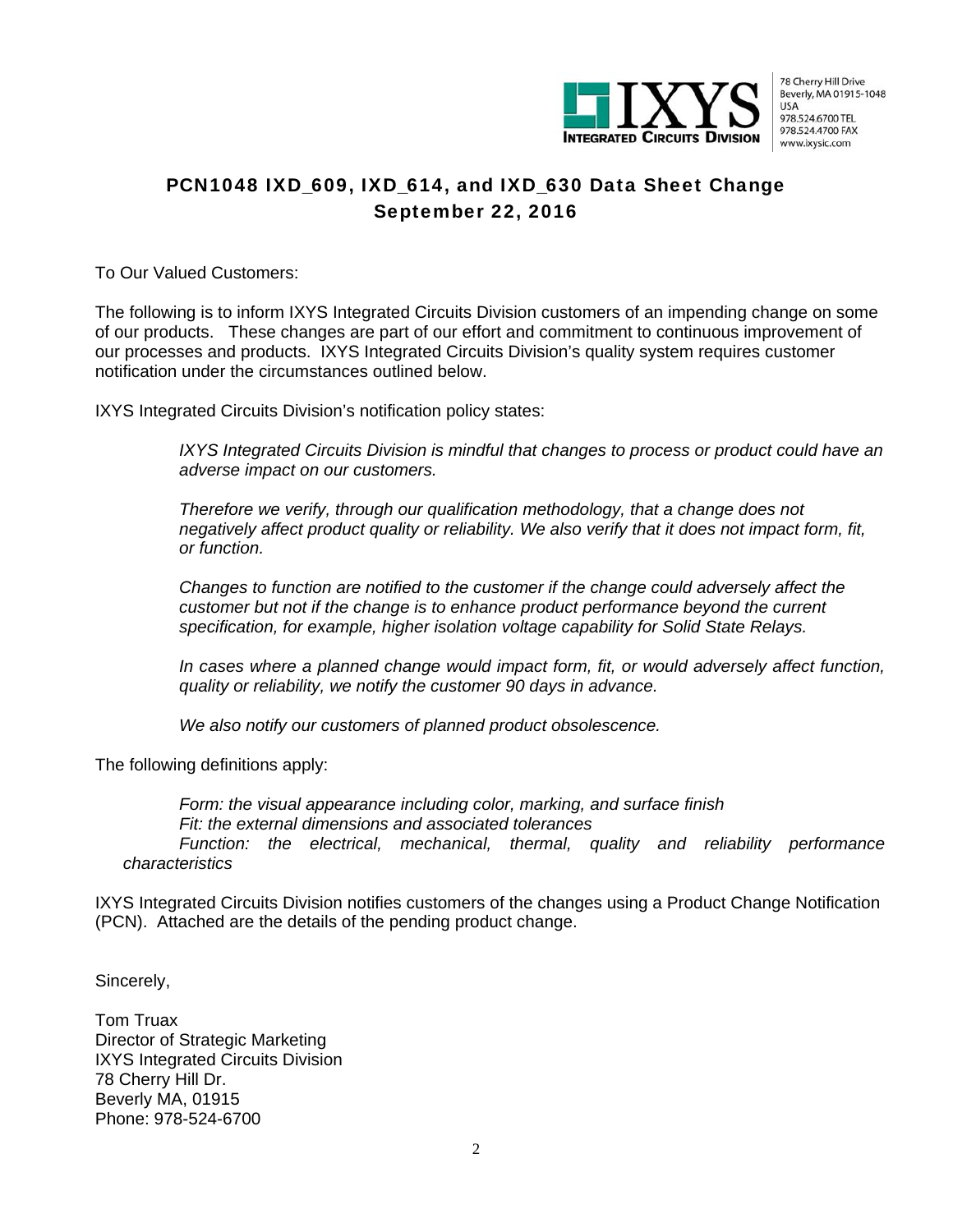78 Cherry Hill Drive
Beverly, MA 01915-1048
USA
978.524.6700 TEL
978.524.4700 FAX
www.ixysic.com

# PCN1048 IXD_609, IXD_614, and IXD_630 Data Sheet Change
## September 22, 2016

To Our Valued Customers:

The following is to inform IXYS Integrated Circuits Division customers of an impending change on some of our products. These changes are part of our effort and commitment to continuous improvement of our processes and products. IXYS Integrated Circuits Division's quality system requires customer notification under the circumstances outlined below.

IXYS Integrated Circuits Division's notification policy states:

> *IXYS Integrated Circuits Division is mindful that changes to process or product could have an adverse impact on our customers.*
>
> *Therefore we verify, through our qualification methodology, that a change does not negatively affect product quality or reliability. We also verify that it does not impact form, fit, or function.*
>
> *Changes to function are notified to the customer if the change could adversely affect the customer but not if the change is to enhance product performance beyond the current specification, for example, higher isolation voltage capability for Solid State Relays.*
>
> *In cases where a planned change would impact form, fit, or would adversely affect function, quality or reliability, we notify the customer 90 days in advance.*
>
> *We also notify our customers of planned product obsolescence.*

The following definitions apply:

> *Form: the visual appearance including color, marking, and surface finish*
> *Fit: the external dimensions and associated tolerances*
> *Function: the electrical, mechanical, thermal, quality and reliability performance characteristics*

IXYS Integrated Circuits Division notifies customers of the changes using a Product Change Notification (PCN). Attached are the details of the pending product change.

Sincerely,

Tom Truax
Director of Strategic Marketing
IXYS Integrated Circuits Division
78 Cherry Hill Dr.
Beverly MA, 01915
Phone: 978-524-6700